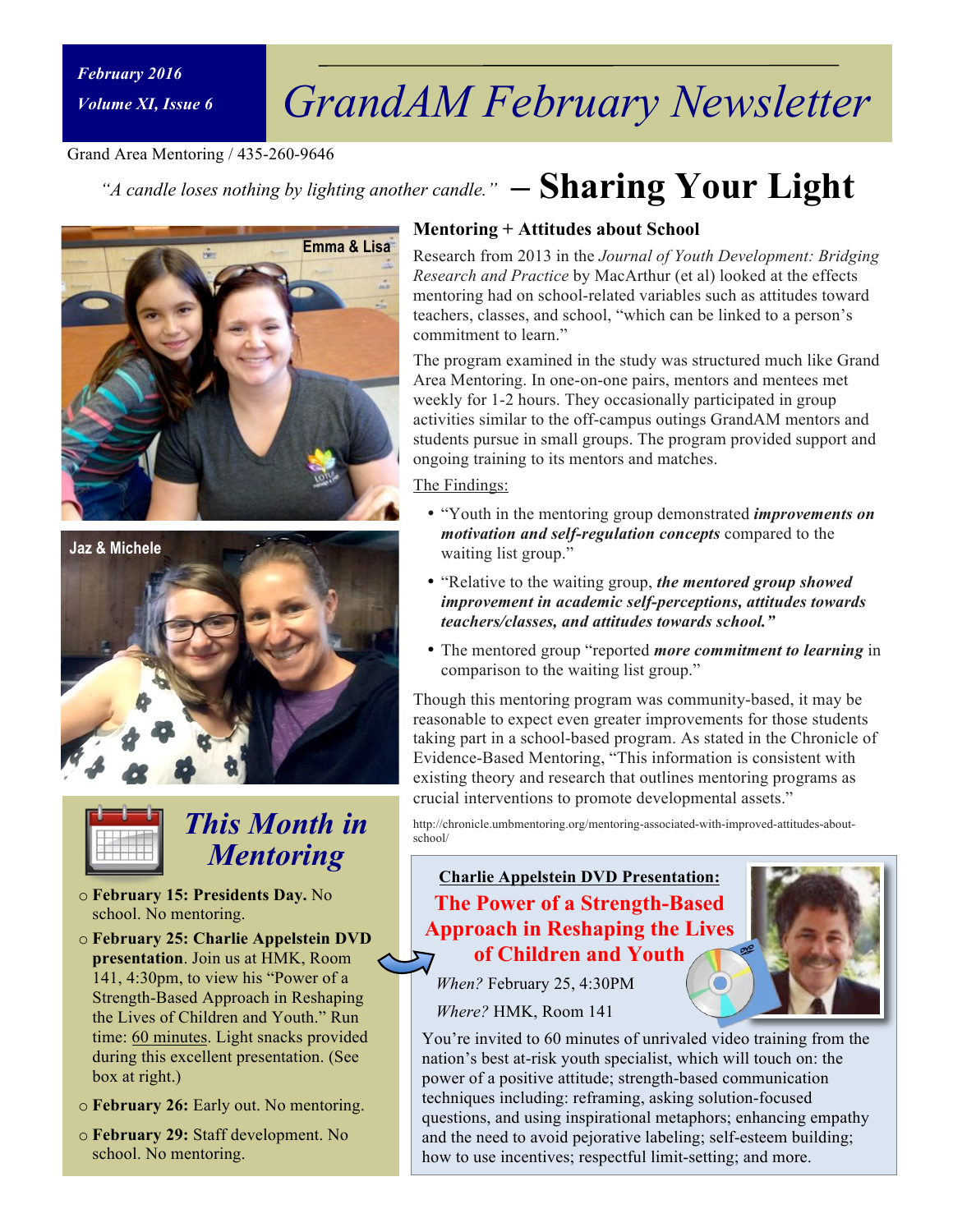February 2016

Volume XI, Issue 6

# GrandAM February Newsletter

Grand Area Mentoring / 435-260-9646

*"A candle loses nothing by lighting another candle."* **– Sharing Your Light**

Emma & Lisa

Jaz & Michele

## *This Month in Mentoring*

- **February 15: Presidents Day.** No school. No mentoring.
- **February 25: Charlie Appelstein DVD presentation**. Join us at HMK, Room 141, 4:30pm, to view his "Power of a Strength-Based Approach in Reshaping the Lives of Children and Youth." Run time: 60 minutes. Light snacks provided during this excellent presentation. (See box at right.)
- **February 26:** Early out. No mentoring.
- **February 29:** Staff development. No school. No mentoring.

### Mentoring + Attitudes about School

Research from 2013 in the *Journal of Youth Development: Bridging Research and Practice* by MacArthur (et al) looked at the effects mentoring had on school-related variables such as attitudes toward teachers, classes, and school, "which can be linked to a person's commitment to learn."

The program examined in the study was structured much like Grand Area Mentoring. In one-on-one pairs, mentors and mentees met weekly for 1-2 hours. They occasionally participated in group activities similar to the off-campus outings GrandAM mentors and students pursue in small groups. The program provided support and ongoing training to its mentors and matches.

The Findings:

- "Youth in the mentoring group demonstrated ***improvements on motivation and self-regulation concepts*** compared to the waiting list group."
- "Relative to the waiting group, ***the mentored group showed improvement in academic self-perceptions, attitudes towards teachers/classes, and attitudes towards school."***
- The mentored group "reported ***more commitment to learning*** in comparison to the waiting list group."

Though this mentoring program was community-based, it may be reasonable to expect even greater improvements for those students taking part in a school-based program. As stated in the Chronicle of Evidence-Based Mentoring, "This information is consistent with existing theory and research that outlines mentoring programs as crucial interventions to promote developmental assets."

http://chronicle.umbmentoring.org/mentoring-associated-with-improved-attitudes-about-school/

**Charlie Appelstein DVD Presentation:**

**The Power of a Strength-Based Approach in Reshaping the Lives of Children and Youth**

*When?* February 25, 4:30PM

*Where?* HMK, Room 141

You're invited to 60 minutes of unrivaled video training from the nation's best at-risk youth specialist, which will touch on: the power of a positive attitude; strength-based communication techniques including: reframing, asking solution-focused questions, and using inspirational metaphors; enhancing empathy and the need to avoid pejorative labeling; self-esteem building; how to use incentives; respectful limit-setting; and more.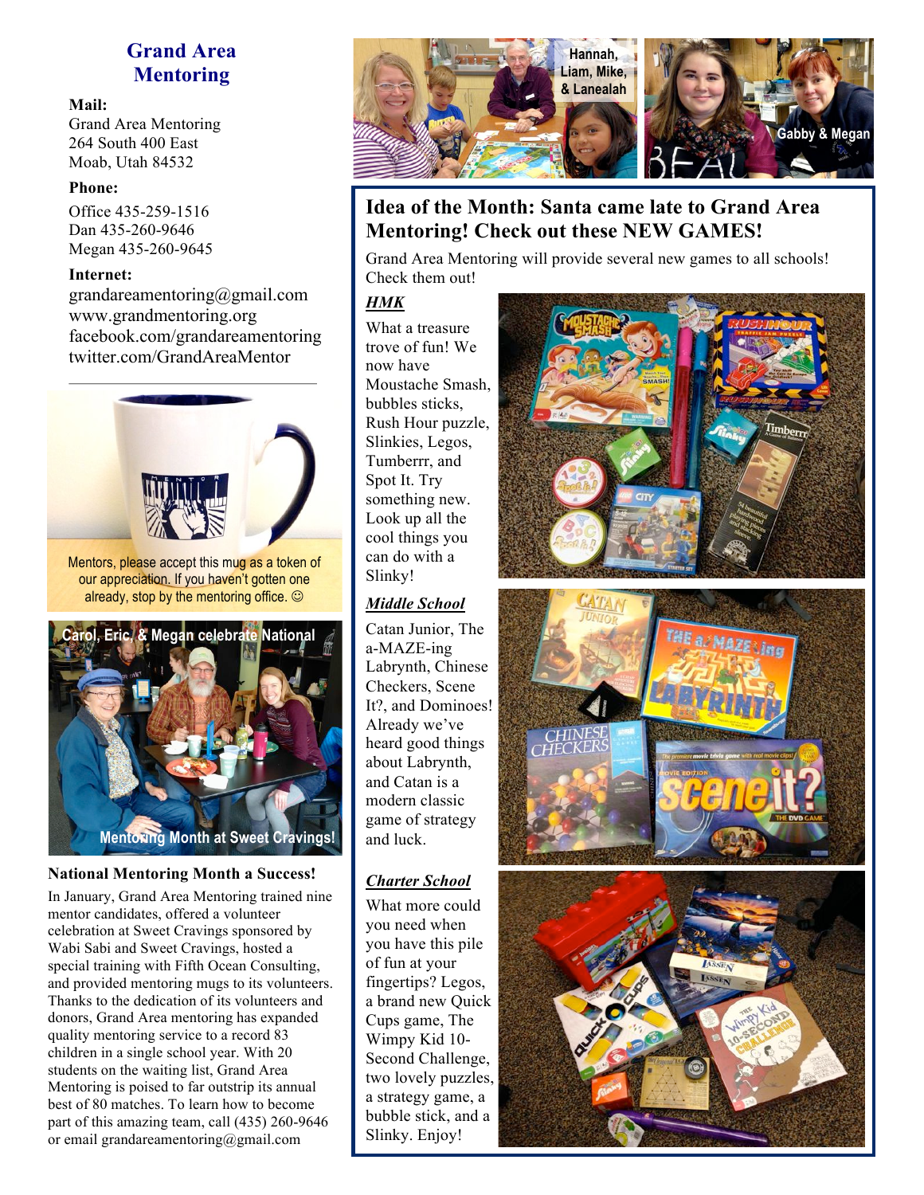## Grand Area Mentoring

**Mail:**
Grand Area Mentoring
264 South 400 East
Moab, Utah 84532

**Phone:**
Office 435-259-1516
Dan 435-260-9646
Megan 435-260-9645

**Internet:**
grandareamentoring@gmail.com
www.grandmentoring.org
facebook.com/grandareamentoring
twitter.com/GrandAreaMentor

Mentors, please accept this mug as a token of our appreciation. If you haven't gotten one already, stop by the mentoring office. ☺

Carol, Eric, & Megan celebrate National Mentoring Month at Sweet Cravings!

### National Mentoring Month a Success!

In January, Grand Area Mentoring trained nine mentor candidates, offered a volunteer celebration at Sweet Cravings sponsored by Wabi Sabi and Sweet Cravings, hosted a special training with Fifth Ocean Consulting, and provided mentoring mugs to its volunteers. Thanks to the dedication of its volunteers and donors, Grand Area mentoring has expanded quality mentoring service to a record 83 children in a single school year. With 20 students on the waiting list, Grand Area Mentoring is poised to far outstrip its annual best of 80 matches. To learn how to become part of this amazing team, call (435) 260-9646 or email grandareamentoring@gmail.com

Hannah, Liam, Mike, & Lanealah

Gabby & Megan

## Idea of the Month: Santa came late to Grand Area Mentoring! Check out these NEW GAMES!

Grand Area Mentoring will provide several new games to all schools! Check them out!

***HMK***

What a treasure trove of fun! We now have Moustache Smash, bubbles sticks, Rush Hour puzzle, Slinkies, Legos, Tumberrr, and Spot It. Try something new. Look up all the cool things you can do with a Slinky!

***Middle School***

Catan Junior, The a-MAZE-ing Labrynth, Chinese Checkers, Scene It?, and Dominoes! Already we've heard good things about Labrynth, and Catan is a modern classic game of strategy and luck.

***Charter School***

What more could you need when you have this pile of fun at your fingertips? Legos, a brand new Quick Cups game, The Wimpy Kid 10-Second Challenge, two lovely puzzles, a strategy game, a bubble stick, and a Slinky. Enjoy!